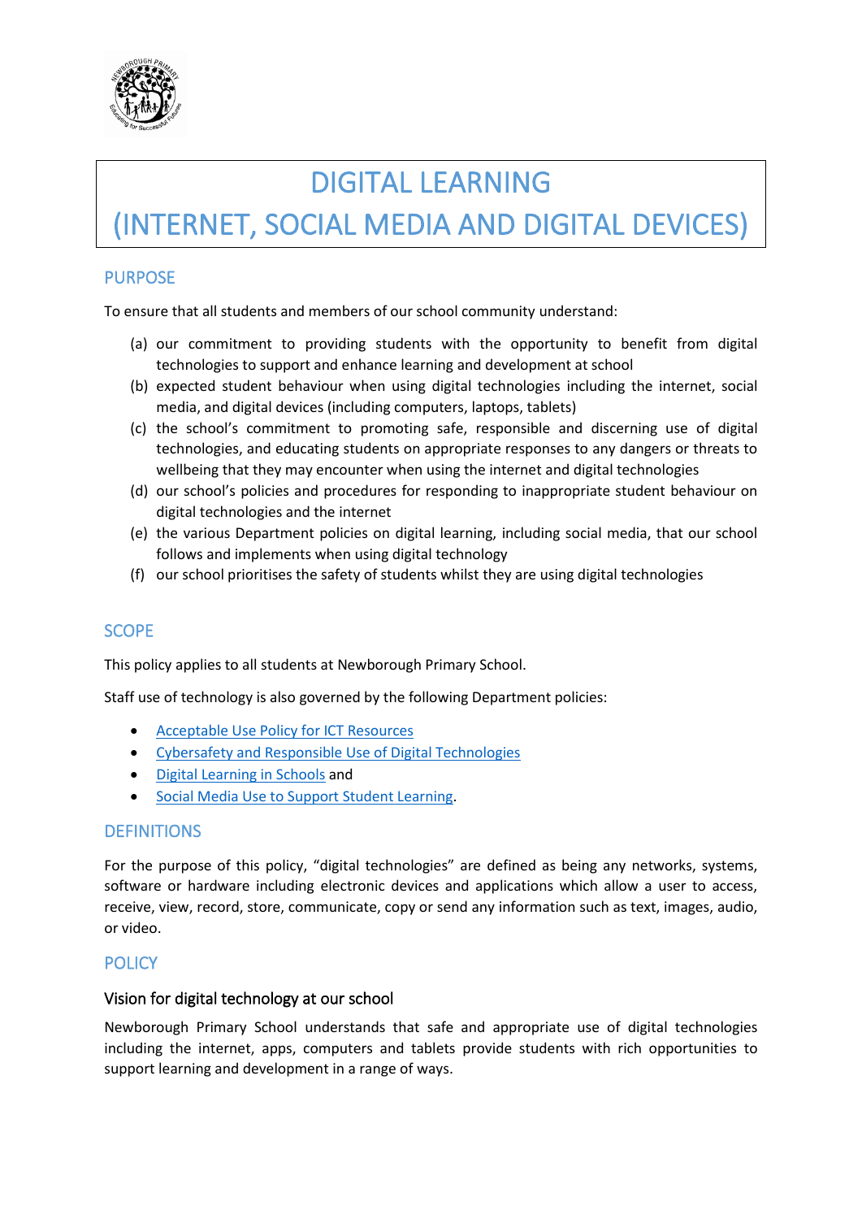# DIGITAL LEARNING
# (INTERNET, SOCIAL MEDIA AND DIGITAL DEVICES)

## PURPOSE

To ensure that all students and members of our school community understand:

(a) our commitment to providing students with the opportunity to benefit from digital technologies to support and enhance learning and development at school

(b) expected student behaviour when using digital technologies including the internet, social media, and digital devices (including computers, laptops, tablets)

(c) the school's commitment to promoting safe, responsible and discerning use of digital technologies, and educating students on appropriate responses to any dangers or threats to wellbeing that they may encounter when using the internet and digital technologies

(d) our school's policies and procedures for responding to inappropriate student behaviour on digital technologies and the internet

(e) the various Department policies on digital learning, including social media, that our school follows and implements when using digital technology

(f) our school prioritises the safety of students whilst they are using digital technologies

## SCOPE

This policy applies to all students at Newborough Primary School.

Staff use of technology is also governed by the following Department policies:

- Acceptable Use Policy for ICT Resources
- Cybersafety and Responsible Use of Digital Technologies
- Digital Learning in Schools and
- Social Media Use to Support Student Learning.

## DEFINITIONS

For the purpose of this policy, "digital technologies" are defined as being any networks, systems, software or hardware including electronic devices and applications which allow a user to access, receive, view, record, store, communicate, copy or send any information such as text, images, audio, or video.

## POLICY

### Vision for digital technology at our school

Newborough Primary School understands that safe and appropriate use of digital technologies including the internet, apps, computers and tablets provide students with rich opportunities to support learning and development in a range of ways.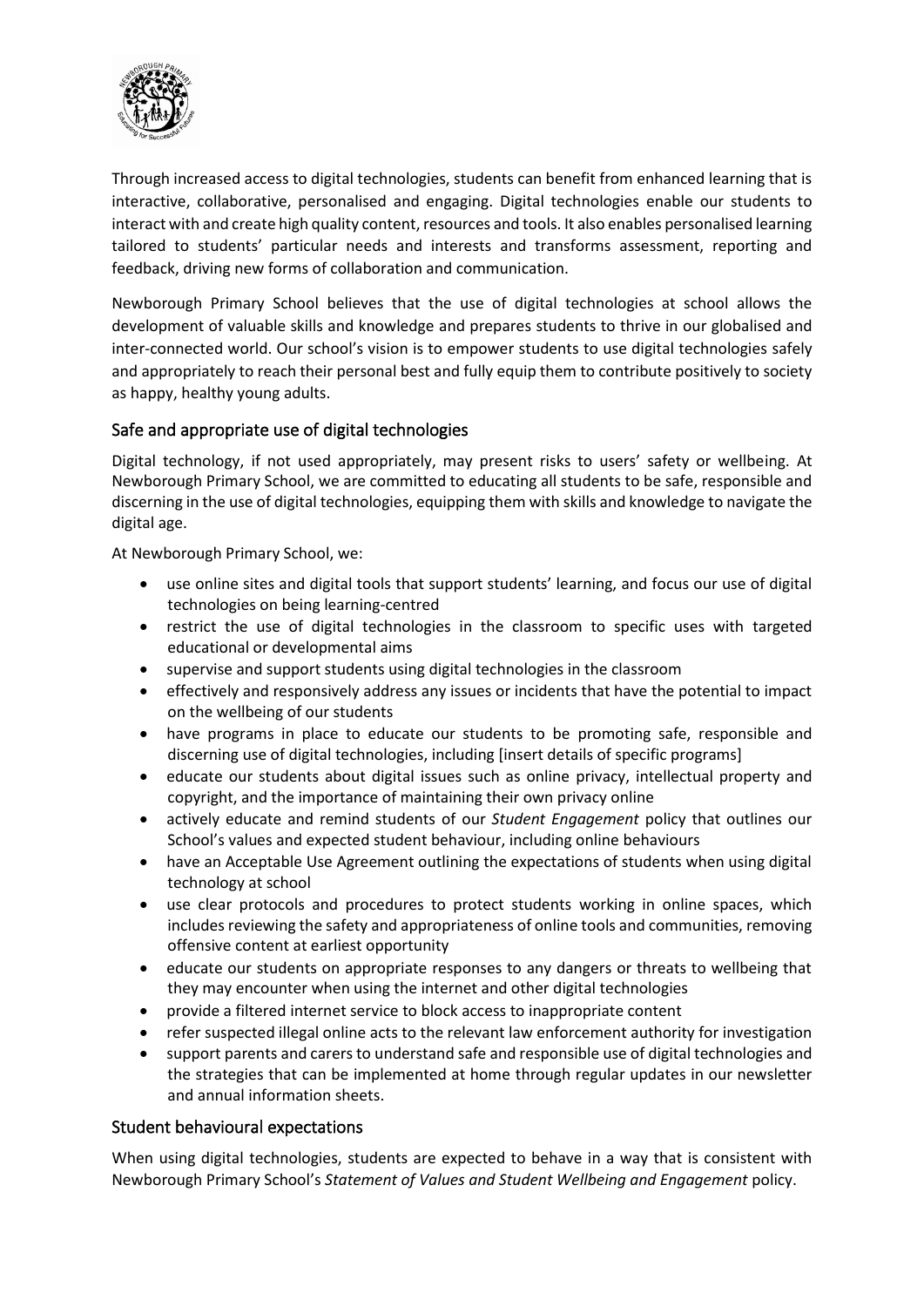Through increased access to digital technologies, students can benefit from enhanced learning that is interactive, collaborative, personalised and engaging. Digital technologies enable our students to interact with and create high quality content, resources and tools. It also enables personalised learning tailored to students' particular needs and interests and transforms assessment, reporting and feedback, driving new forms of collaboration and communication.

Newborough Primary School believes that the use of digital technologies at school allows the development of valuable skills and knowledge and prepares students to thrive in our globalised and inter-connected world. Our school's vision is to empower students to use digital technologies safely and appropriately to reach their personal best and fully equip them to contribute positively to society as happy, healthy young adults.

## Safe and appropriate use of digital technologies

Digital technology, if not used appropriately, may present risks to users' safety or wellbeing. At Newborough Primary School, we are committed to educating all students to be safe, responsible and discerning in the use of digital technologies, equipping them with skills and knowledge to navigate the digital age.

At Newborough Primary School, we:

- use online sites and digital tools that support students' learning, and focus our use of digital technologies on being learning-centred
- restrict the use of digital technologies in the classroom to specific uses with targeted educational or developmental aims
- supervise and support students using digital technologies in the classroom
- effectively and responsively address any issues or incidents that have the potential to impact on the wellbeing of our students
- have programs in place to educate our students to be promoting safe, responsible and discerning use of digital technologies, including [insert details of specific programs]
- educate our students about digital issues such as online privacy, intellectual property and copyright, and the importance of maintaining their own privacy online
- actively educate and remind students of our *Student Engagement* policy that outlines our School's values and expected student behaviour, including online behaviours
- have an Acceptable Use Agreement outlining the expectations of students when using digital technology at school
- use clear protocols and procedures to protect students working in online spaces, which includes reviewing the safety and appropriateness of online tools and communities, removing offensive content at earliest opportunity
- educate our students on appropriate responses to any dangers or threats to wellbeing that they may encounter when using the internet and other digital technologies
- provide a filtered internet service to block access to inappropriate content
- refer suspected illegal online acts to the relevant law enforcement authority for investigation
- support parents and carers to understand safe and responsible use of digital technologies and the strategies that can be implemented at home through regular updates in our newsletter and annual information sheets.

## Student behavioural expectations

When using digital technologies, students are expected to behave in a way that is consistent with Newborough Primary School's *Statement of Values and Student Wellbeing and Engagement* policy.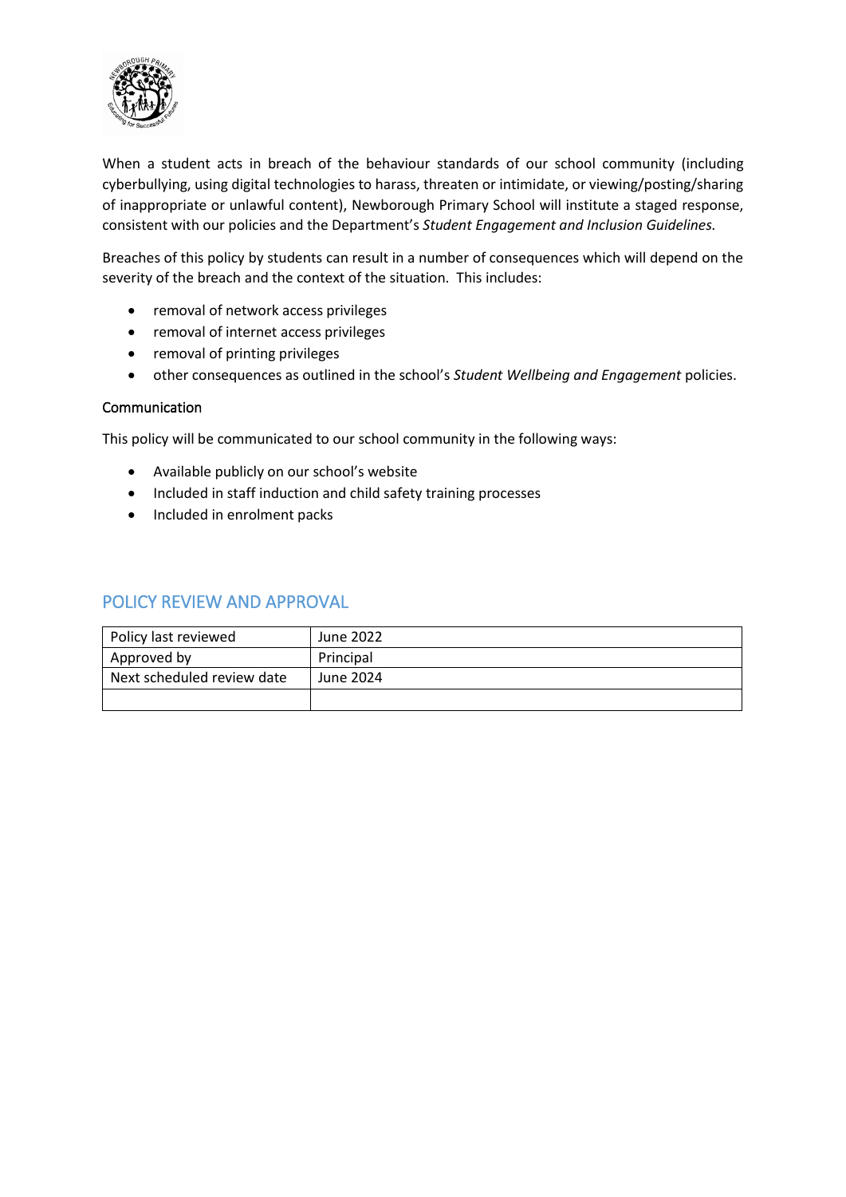When a student acts in breach of the behaviour standards of our school community (including cyberbullying, using digital technologies to harass, threaten or intimidate, or viewing/posting/sharing of inappropriate or unlawful content), Newborough Primary School will institute a staged response, consistent with our policies and the Department's *Student Engagement and Inclusion Guidelines.*

Breaches of this policy by students can result in a number of consequences which will depend on the severity of the breach and the context of the situation. This includes:

- removal of network access privileges
- removal of internet access privileges
- removal of printing privileges
- other consequences as outlined in the school's *Student Wellbeing and Engagement* policies.

### Communication

This policy will be communicated to our school community in the following ways:

- Available publicly on our school's website
- Included in staff induction and child safety training processes
- Included in enrolment packs

## POLICY REVIEW AND APPROVAL

| Policy last reviewed | June 2022 |
|---|---|
| Approved by | Principal |
| Next scheduled review date | June 2024 |
| | |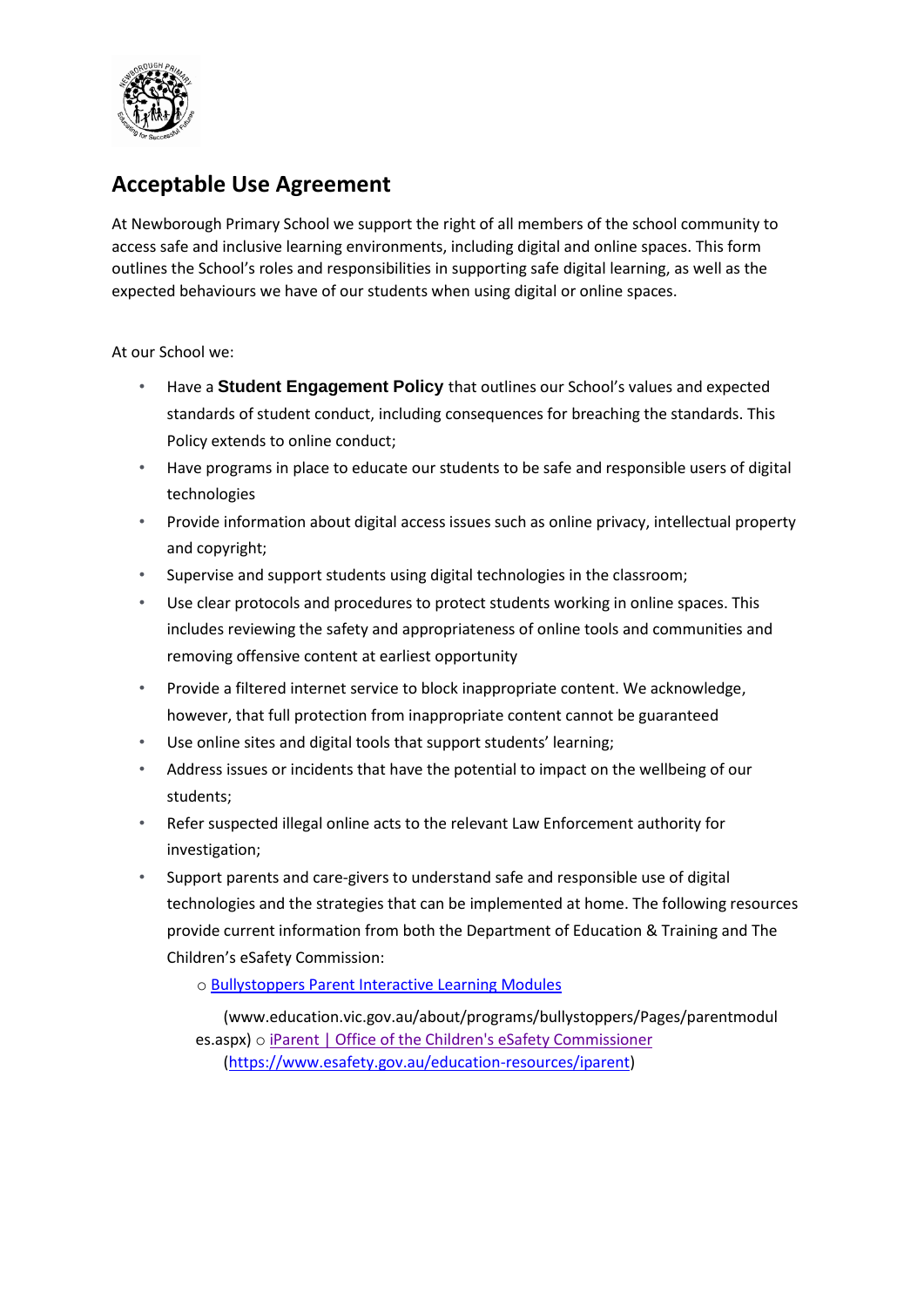## Acceptable Use Agreement

At Newborough Primary School we support the right of all members of the school community to access safe and inclusive learning environments, including digital and online spaces. This form outlines the School's roles and responsibilities in supporting safe digital learning, as well as the expected behaviours we have of our students when using digital or online spaces.

At our School we:

- Have a **Student Engagement Policy** that outlines our School's values and expected standards of student conduct, including consequences for breaching the standards. This Policy extends to online conduct;
- Have programs in place to educate our students to be safe and responsible users of digital technologies
- Provide information about digital access issues such as online privacy, intellectual property and copyright;
- Supervise and support students using digital technologies in the classroom;
- Use clear protocols and procedures to protect students working in online spaces. This includes reviewing the safety and appropriateness of online tools and communities and removing offensive content at earliest opportunity
- Provide a filtered internet service to block inappropriate content. We acknowledge, however, that full protection from inappropriate content cannot be guaranteed
- Use online sites and digital tools that support students' learning;
- Address issues or incidents that have the potential to impact on the wellbeing of our students;
- Refer suspected illegal online acts to the relevant Law Enforcement authority for investigation;
- Support parents and care-givers to understand safe and responsible use of digital technologies and the strategies that can be implemented at home. The following resources provide current information from both the Department of Education & Training and The Children's eSafety Commission:
  - Bullystoppers Parent Interactive Learning Modules (www.education.vic.gov.au/about/programs/bullystoppers/Pages/parentmodules.aspx)
  - iParent | Office of the Children's eSafety Commissioner (https://www.esafety.gov.au/education-resources/iparent)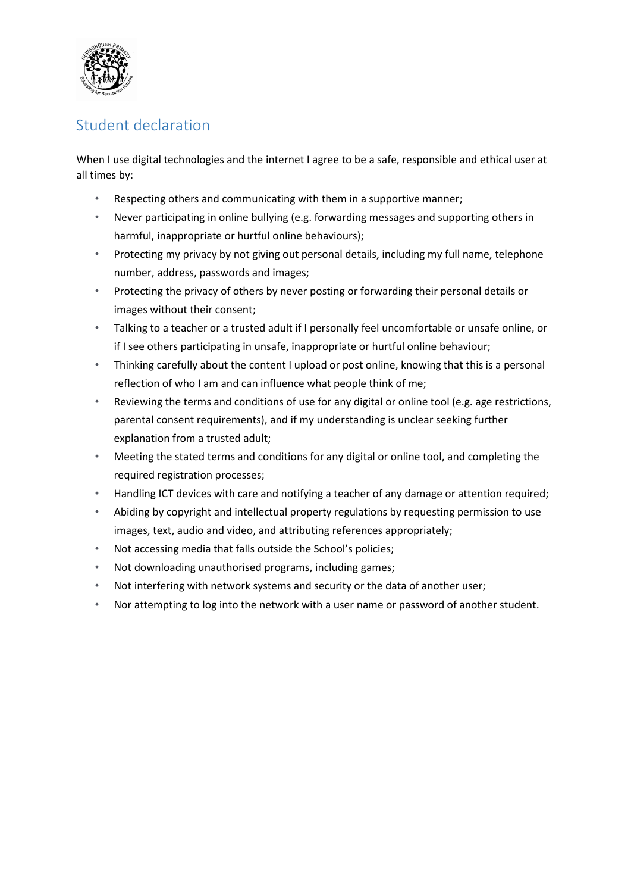## Student declaration

When I use digital technologies and the internet I agree to be a safe, responsible and ethical user at all times by:

- Respecting others and communicating with them in a supportive manner;
- Never participating in online bullying (e.g. forwarding messages and supporting others in harmful, inappropriate or hurtful online behaviours);
- Protecting my privacy by not giving out personal details, including my full name, telephone number, address, passwords and images;
- Protecting the privacy of others by never posting or forwarding their personal details or images without their consent;
- Talking to a teacher or a trusted adult if I personally feel uncomfortable or unsafe online, or if I see others participating in unsafe, inappropriate or hurtful online behaviour;
- Thinking carefully about the content I upload or post online, knowing that this is a personal reflection of who I am and can influence what people think of me;
- Reviewing the terms and conditions of use for any digital or online tool (e.g. age restrictions, parental consent requirements), and if my understanding is unclear seeking further explanation from a trusted adult;
- Meeting the stated terms and conditions for any digital or online tool, and completing the required registration processes;
- Handling ICT devices with care and notifying a teacher of any damage or attention required;
- Abiding by copyright and intellectual property regulations by requesting permission to use images, text, audio and video, and attributing references appropriately;
- Not accessing media that falls outside the School's policies;
- Not downloading unauthorised programs, including games;
- Not interfering with network systems and security or the data of another user;
- Nor attempting to log into the network with a user name or password of another student.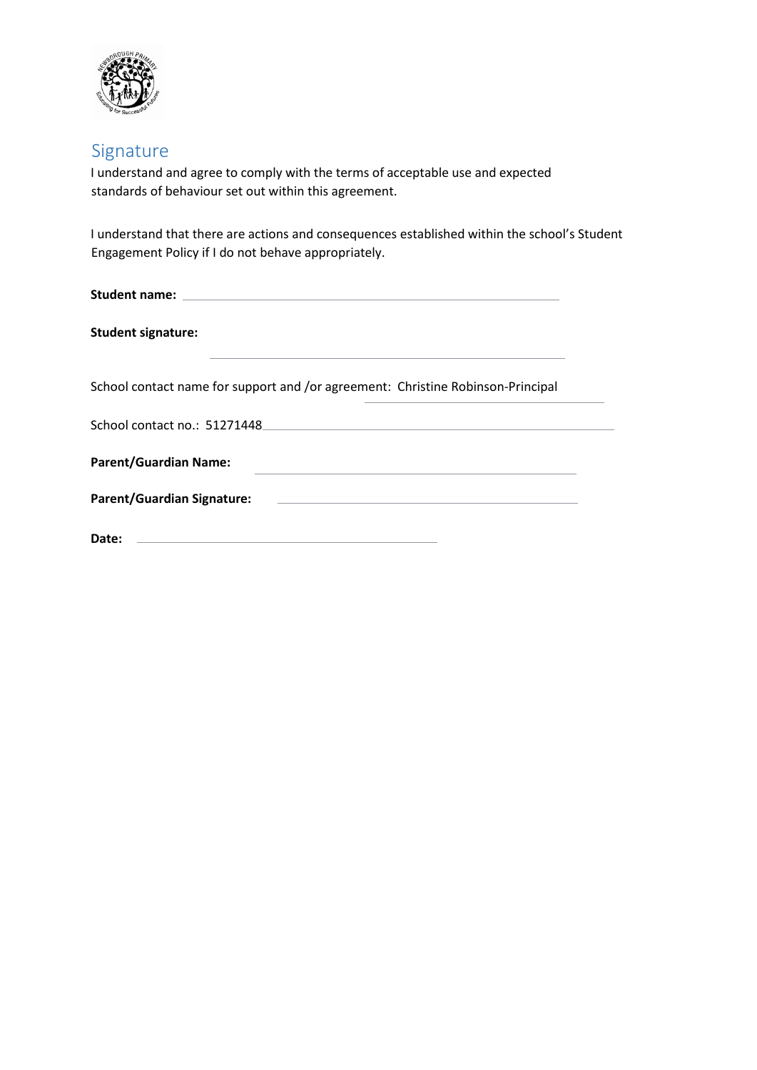## Signature

I understand and agree to comply with the terms of acceptable use and expected standards of behaviour set out within this agreement.

I understand that there are actions and consequences established within the school's Student Engagement Policy if I do not behave appropriately.

**Student name:** ______________________________

**Student signature:** ______________________________

School contact name for support and /or agreement: Christine Robinson-Principal

School contact no.: 51271448

**Parent/Guardian Name:** ______________________________

**Parent/Guardian Signature:** ______________________________

**Date:** ______________________________